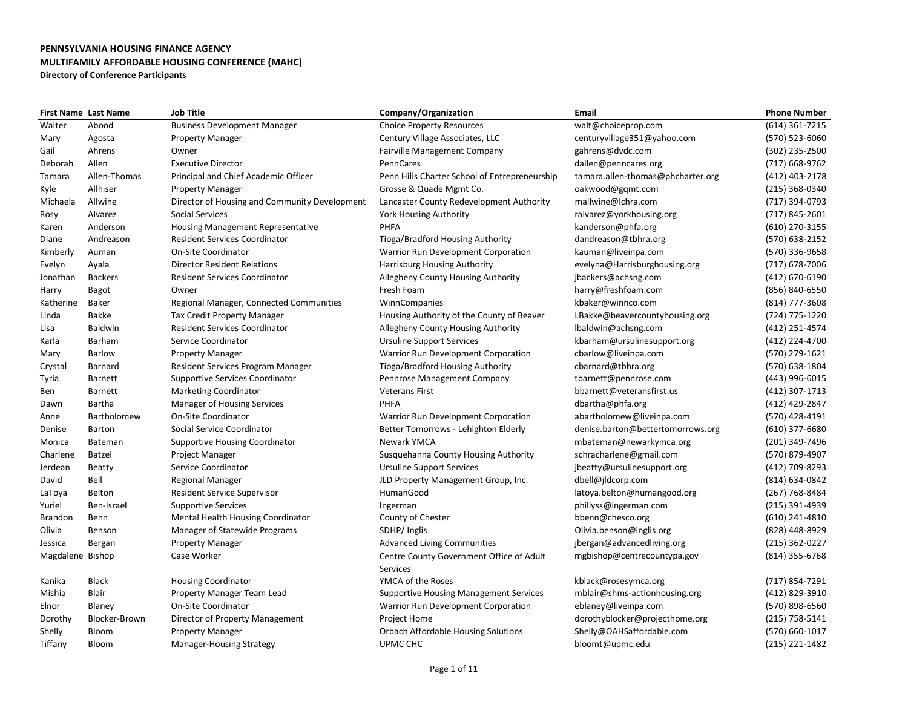**PENNSYLVANIA HOUSING FINANCE AGENCY**
**MULTIFAMILY AFFORDABLE HOUSING CONFERENCE (MAHC)**
**Directory of Conference Participants**

| First Name | Last Name | Job Title | Company/Organization | Email | Phone Number |
|---|---|---|---|---|---|
| Walter | Abood | Business Development Manager | Choice Property Resources | walt@choiceprop.com | (614) 361-7215 |
| Mary | Agosta | Property Manager | Century Village Associates, LLC | centuryvillage351@yahoo.com | (570) 523-6060 |
| Gail | Ahrens | Owner | Fairville Management Company | gahrens@dvdc.com | (302) 235-2500 |
| Deborah | Allen | Executive Director | PennCares | dallen@penncares.org | (717) 668-9762 |
| Tamara | Allen-Thomas | Principal and Chief Academic Officer | Penn Hills Charter School of Entrepreneurship | tamara.allen-thomas@phcharter.org | (412) 403-2178 |
| Kyle | Allhiser | Property Manager | Grosse & Quade Mgmt Co. | oakwood@gqmt.com | (215) 368-0340 |
| Michaela | Allwine | Director of Housing and Community Development | Lancaster County Redevelopment Authority | mallwine@lchra.com | (717) 394-0793 |
| Rosy | Alvarez | Social Services | York Housing Authority | ralvarez@yorkhousing.org | (717) 845-2601 |
| Karen | Anderson | Housing Management Representative | PHFA | kanderson@phfa.org | (610) 270-3155 |
| Diane | Andreason | Resident Services Coordinator | Tioga/Bradford Housing Authority | dandreason@tbhra.org | (570) 638-2152 |
| Kimberly | Auman | On-Site Coordinator | Warrior Run Development Corporation | kauman@liveinpa.com | (570) 336-9658 |
| Evelyn | Ayala | Director Resident Relations | Harrisburg Housing Authority | evelyna@Harrisburghousing.org | (717) 678-7006 |
| Jonathan | Backers | Resident Services Coordinator | Allegheny County Housing Authority | jbackers@achsng.com | (412) 670-6190 |
| Harry | Bagot | Owner | Fresh Foam | harry@freshfoam.com | (856) 840-6550 |
| Katherine | Baker | Regional Manager, Connected Communities | WinnCompanies | kbaker@winnco.com | (814) 777-3608 |
| Linda | Bakke | Tax Credit Property Manager | Housing Authority of the County of Beaver | LBakke@beavercountyhousing.org | (724) 775-1220 |
| Lisa | Baldwin | Resident Services Coordinator | Allegheny County Housing Authority | lbaldwin@achsng.com | (412) 251-4574 |
| Karla | Barham | Service Coordinator | Ursuline Support Services | kbarham@ursulinesupport.org | (412) 224-4700 |
| Mary | Barlow | Property Manager | Warrior Run Development Corporation | cbarlow@liveinpa.com | (570) 279-1621 |
| Crystal | Barnard | Resident Services Program Manager | Tioga/Bradford Housing Authority | cbarnard@tbhra.org | (570) 638-1804 |
| Tyria | Barnett | Supportive Services Coordinator | Pennrose Management Company | tbarnett@pennrose.com | (443) 996-6015 |
| Ben | Barnett | Marketing Coordinator | Veterans First | bbarnett@veteransfirst.us | (412) 307-1713 |
| Dawn | Bartha | Manager of Housing Services | PHFA | dbartha@phfa.org | (412) 429-2847 |
| Anne | Bartholomew | On-Site Coordinator | Warrior Run Development Corporation | abartholomew@liveinpa.com | (570) 428-4191 |
| Denise | Barton | Social Service Coordinator | Better Tomorrows - Lehighton Elderly | denise.barton@bettertomorrows.org | (610) 377-6680 |
| Monica | Bateman | Supportive Housing Coordinator | Newark YMCA | mbateman@newarkymca.org | (201) 349-7496 |
| Charlene | Batzel | Project Manager | Susquehanna County Housing Authority | schracharlene@gmail.com | (570) 879-4907 |
| Jerdean | Beatty | Service Coordinator | Ursuline Support Services | jbeatty@ursulinesupport.org | (412) 709-8293 |
| David | Bell | Regional Manager | JLD Property Management Group, Inc. | dbell@jldcorp.com | (814) 634-0842 |
| LaToya | Belton | Resident Service Supervisor | HumanGood | latoya.belton@humangood.org | (267) 768-8484 |
| Yuriel | Ben-Israel | Supportive Services | Ingerman | phillyss@ingerman.com | (215) 391-4939 |
| Brandon | Benn | Mental Health Housing Coordinator | County of Chester | bbenn@chesco.org | (610) 241-4810 |
| Olivia | Benson | Manager of Statewide Programs | SDHP/ Inglis | Olivia.benson@inglis.org | (828) 448-8929 |
| Jessica | Bergan | Property Manager | Advanced Living Communities | jbergan@advancedliving.org | (215) 362-0227 |
| Magdalene | Bishop | Case Worker | Centre County Government Office of Adult Services | mgbishop@centrecountypa.gov | (814) 355-6768 |
| Kanika | Black | Housing Coordinator | YMCA of the Roses | kblack@rosesymca.org | (717) 854-7291 |
| Mishia | Blair | Property Manager Team Lead | Supportive Housing Management Services | mblair@shms-actionhousing.org | (412) 829-3910 |
| Elnor | Blaney | On-Site Coordinator | Warrior Run Development Corporation | eblaney@liveinpa.com | (570) 898-6560 |
| Dorothy | Blocker-Brown | Director of Property Management | Project Home | dorothyblocker@projecthome.org | (215) 758-5141 |
| Shelly | Bloom | Property Manager | Orbach Affordable Housing Solutions | Shelly@OAHSaffordable.com | (570) 660-1017 |
| Tiffany | Bloom | Manager-Housing Strategy | UPMC CHC | bloomt@upmc.edu | (215) 221-1482 |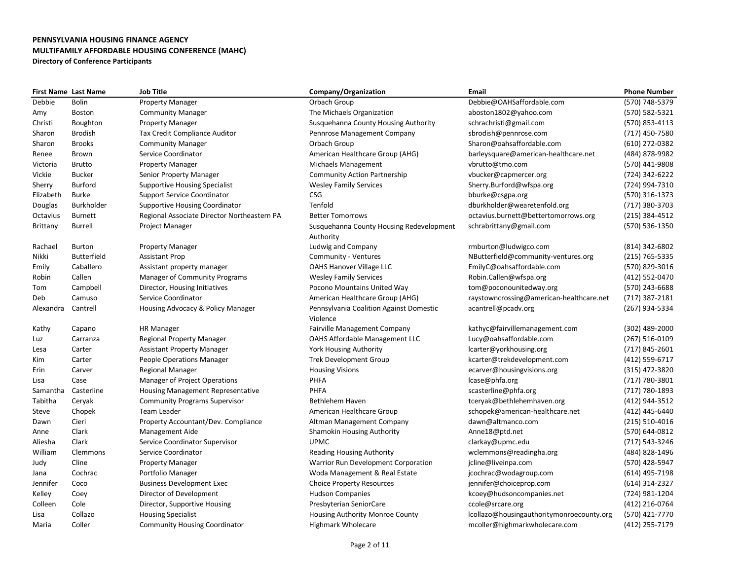**PENNSYLVANIA HOUSING FINANCE AGENCY**
**MULTIFAMILY AFFORDABLE HOUSING CONFERENCE (MAHC)**
**Directory of Conference Participants**

| First Name | Last Name | Job Title | Company/Organization | Email | Phone Number |
|---|---|---|---|---|---|
| Debbie | Bolin | Property Manager | Orbach Group | Debbie@OAHSaffordable.com | (570) 748-5379 |
| Amy | Boston | Community Manager | The Michaels Organization | aboston1802@yahoo.com | (570) 582-5321 |
| Christi | Boughton | Property Manager | Susquehanna County Housing Authority | schrachristi@gmail.com | (570) 853-4113 |
| Sharon | Brodish | Tax Credit Compliance Auditor | Pennrose Management Company | sbrodish@pennrose.com | (717) 450-7580 |
| Sharon | Brooks | Community Manager | Orbach Group | Sharon@oahsaffordable.com | (610) 272-0382 |
| Renee | Brown | Service Coordinator | American Healthcare Group (AHG) | barleysquare@american-healthcare.net | (484) 878-9982 |
| Victoria | Brutto | Property Manager | Michaels Management | vbrutto@tmo.com | (570) 441-9808 |
| Vickie | Bucker | Senior Property Manager | Community Action Partnership | vbucker@capmercer.org | (724) 342-6222 |
| Sherry | Burford | Supportive Housing Specialist | Wesley Family Services | Sherry.Burford@wfspa.org | (724) 994-7310 |
| Elizabeth | Burke | Support Service Coordinator | CSG | bburke@csgpa.org | (570) 316-1373 |
| Douglas | Burkholder | Supportive Housing Coordinator | Tenfold | dburkholder@wearetenfold.org | (717) 380-3703 |
| Octavius | Burnett | Regional Associate Director Northeastern PA | Better Tomorrows | octavius.burnett@bettertomorrows.org | (215) 384-4512 |
| Brittany | Burrell | Project Manager | Susquehanna County Housing Redevelopment Authority | schrabrittany@gmail.com | (570) 536-1350 |
| Rachael | Burton | Property Manager | Ludwig and Company | rmburton@ludwigco.com | (814) 342-6802 |
| Nikki | Butterfield | Assistant Prop | Community - Ventures | NButterfield@community-ventures.org | (215) 765-5335 |
| Emily | Caballero | Assistant property manager | OAHS Hanover Village LLC | EmilyC@oahsaffordable.com | (570) 829-3016 |
| Robin | Callen | Manager of Community Programs | Wesley Family Services | Robin.Callen@wfspa.org | (412) 552-0470 |
| Tom | Campbell | Director, Housing Initiatives | Pocono Mountains United Way | tom@poconounitedway.org | (570) 243-6688 |
| Deb | Camuso | Service Coordinator | American Healthcare Group (AHG) | raystowncrossing@american-healthcare.net | (717) 387-2181 |
| Alexandra | Cantrell | Housing Advocacy & Policy Manager | Pennsylvania Coalition Against Domestic Violence | acantrell@pcadv.org | (267) 934-5334 |
| Kathy | Capano | HR Manager | Fairville Management Company | kathyc@fairvillemanagement.com | (302) 489-2000 |
| Luz | Carranza | Regional Property Manager | OAHS Affordable Management LLC | Lucy@oahsaffordable.com | (267) 516-0109 |
| Lesa | Carter | Assistant Property Manager | York Housing Authority | lcarter@yorkhousing.org | (717) 845-2601 |
| Kim | Carter | People Operations Manager | Trek Development Group | kcarter@trekdevelopment.com | (412) 559-6717 |
| Erin | Carver | Regional Manager | Housing Visions | ecarver@housingvisions.org | (315) 472-3820 |
| Lisa | Case | Manager of Project Operations | PHFA | lcase@phfa.org | (717) 780-3801 |
| Samantha | Casterline | Housing Management Representative | PHFA | scasterline@phfa.org | (717) 780-1893 |
| Tabitha | Ceryak | Community Programs Supervisor | Bethlehem Haven | tceryak@bethlehemhaven.org | (412) 944-3512 |
| Steve | Chopek | Team Leader | American Healthcare Group | schopek@american-healthcare.net | (412) 445-6440 |
| Dawn | Cieri | Property Accountant/Dev. Compliance | Altman Management Company | dawn@altmanco.com | (215) 510-4016 |
| Anne | Clark | Management Aide | Shamokin Housing Authority | Anne18@ptd.net | (570) 644-0812 |
| Aliesha | Clark | Service Coordinator Supervisor | UPMC | clarkay@upmc.edu | (717) 543-3246 |
| William | Clemmons | Service Coordinator | Reading Housing Authority | wclemmons@readingha.org | (484) 828-1496 |
| Judy | Cline | Property Manager | Warrior Run Development Corporation | jcline@liveinpa.com | (570) 428-5947 |
| Jana | Cochrac | Portfolio Manager | Woda Management & Real Estate | jcochrac@wodagroup.com | (614) 495-7198 |
| Jennifer | Coco | Business Development Exec | Choice Property Resources | jennifer@choiceprop.com | (614) 314-2327 |
| Kelley | Coey | Director of Development | Hudson Companies | kcoey@hudsoncompanies.net | (724) 981-1204 |
| Colleen | Cole | Director, Supportive Housing | Presbyterian SeniorCare | ccole@srcare.org | (412) 216-0764 |
| Lisa | Collazo | Housing Specialist | Housing Authority Monroe County | lcollazo@housingauthoritymonroecounty.org | (570) 421-7770 |
| Maria | Coller | Community Housing Coordinator | Highmark Wholecare | mcoller@highmarkwholecare.com | (412) 255-7179 |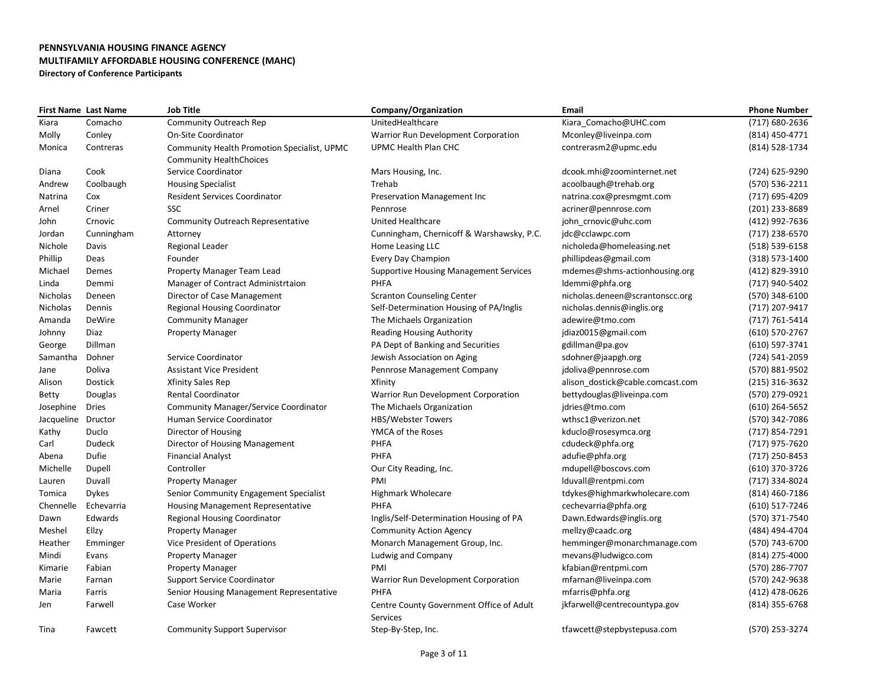**PENNSYLVANIA HOUSING FINANCE AGENCY**
**MULTIFAMILY AFFORDABLE HOUSING CONFERENCE (MAHC)**
**Directory of Conference Participants**

| First Name | Last Name | Job Title | Company/Organization | Email | Phone Number |
|---|---|---|---|---|---|
| Kiara | Comacho | Community Outreach Rep | UnitedHealthcare | Kiara_Comacho@UHC.com | (717) 680-2636 |
| Molly | Conley | On-Site Coordinator | Warrior Run Development Corporation | Mconley@liveinpa.com | (814) 450-4771 |
| Monica | Contreras | Community Health Promotion Specialist, UPMC Community HealthChoices | UPMC Health Plan CHC | contrerasm2@upmc.edu | (814) 528-1734 |
| Diana | Cook | Service Coordinator | Mars Housing, Inc. | dcook.mhi@zoominternet.net | (724) 625-9290 |
| Andrew | Coolbaugh | Housing Specialist | Trehab | acoolbaugh@trehab.org | (570) 536-2211 |
| Natrina | Cox | Resident Services Coordinator | Preservation Management Inc | natrina.cox@presmgmt.com | (717) 695-4209 |
| Arnel | Criner | SSC | Pennrose | acriner@pennrose.com | (201) 233-8689 |
| John | Crnovic | Community Outreach Representative | United Healthcare | john_crnovic@uhc.com | (412) 992-7636 |
| Jordan | Cunningham | Attorney | Cunningham, Chernicoff & Warshawsky, P.C. | jdc@cclawpc.com | (717) 238-6570 |
| Nichole | Davis | Regional Leader | Home Leasing LLC | nicholeda@homeleasing.net | (518) 539-6158 |
| Phillip | Deas | Founder | Every Day Champion | phillipdeas@gmail.com | (318) 573-1400 |
| Michael | Demes | Property Manager Team Lead | Supportive Housing Management Services | mdemes@shms-actionhousing.org | (412) 829-3910 |
| Linda | Demmi | Manager of Contract Administrtaion | PHFA | ldemmi@phfa.org | (717) 940-5402 |
| Nicholas | Deneen | Director of Case Management | Scranton Counseling Center | nicholas.deneen@scrantonscc.org | (570) 348-6100 |
| Nicholas | Dennis | Regional Housing Coordinator | Self-Determination Housing of PA/Inglis | nicholas.dennis@inglis.org | (717) 207-9417 |
| Amanda | DeWire | Community Manager | The Michaels Organization | adewire@tmo.com | (717) 761-5414 |
| Johnny | Diaz | Property Manager | Reading Housing Authority | jdiaz0015@gmail.com | (610) 570-2767 |
| George | Dillman | | PA Dept of Banking and Securities | gdillman@pa.gov | (610) 597-3741 |
| Samantha | Dohner | Service Coordinator | Jewish Association on Aging | sdohner@jaapgh.org | (724) 541-2059 |
| Jane | Doliva | Assistant Vice President | Pennrose Management Company | jdoliva@pennrose.com | (570) 881-9502 |
| Alison | Dostick | Xfinity Sales Rep | Xfinity | alison_dostick@cable.comcast.com | (215) 316-3632 |
| Betty | Douglas | Rental Coordinator | Warrior Run Development Corporation | bettydouglas@liveinpa.com | (570) 279-0921 |
| Josephine | Dries | Community Manager/Service Coordinator | The Michaels Organization | jdries@tmo.com | (610) 264-5652 |
| Jacqueline | Dructor | Human Service Coordinator | HBS/Webster Towers | wthsc1@verizon.net | (570) 342-7086 |
| Kathy | Duclo | Director of Housing | YMCA of the Roses | kduclo@rosesymca.org | (717) 854-7291 |
| Carl | Dudeck | Director of Housing Management | PHFA | cdudeck@phfa.org | (717) 975-7620 |
| Abena | Dufie | Financial Analyst | PHFA | adufie@phfa.org | (717) 250-8453 |
| Michelle | Dupell | Controller | Our City Reading, Inc. | mdupell@boscovs.com | (610) 370-3726 |
| Lauren | Duvall | Property Manager | PMI | lduvall@rentpmi.com | (717) 334-8024 |
| Tomica | Dykes | Senior Community Engagement Specialist | Highmark Wholecare | tdykes@highmarkwholecare.com | (814) 460-7186 |
| Chennelle | Echevarria | Housing Management Representative | PHFA | cechevarria@phfa.org | (610) 517-7246 |
| Dawn | Edwards | Regional Housing Coordinator | Inglis/Self-Determination Housing of PA | Dawn.Edwards@inglis.org | (570) 371-7540 |
| Meshel | Ellzy | Property Manager | Community Action Agency | mellzy@caadc.org | (484) 494-4704 |
| Heather | Emminger | Vice President of Operations | Monarch Management Group, Inc. | hemminger@monarchmanage.com | (570) 743-6700 |
| Mindi | Evans | Property Manager | Ludwig and Company | mevans@ludwigco.com | (814) 275-4000 |
| Kimarie | Fabian | Property Manager | PMI | kfabian@rentpmi.com | (570) 286-7707 |
| Marie | Farnan | Support Service Coordinator | Warrior Run Development Corporation | mfarnan@liveinpa.com | (570) 242-9638 |
| Maria | Farris | Senior Housing Management Representative | PHFA | mfarris@phfa.org | (412) 478-0626 |
| Jen | Farwell | Case Worker | Centre County Government Office of Adult Services | jkfarwell@centrecountypa.gov | (814) 355-6768 |
| Tina | Fawcett | Community Support Supervisor | Step-By-Step, Inc. | tfawcett@stepbystepusa.com | (570) 253-3274 |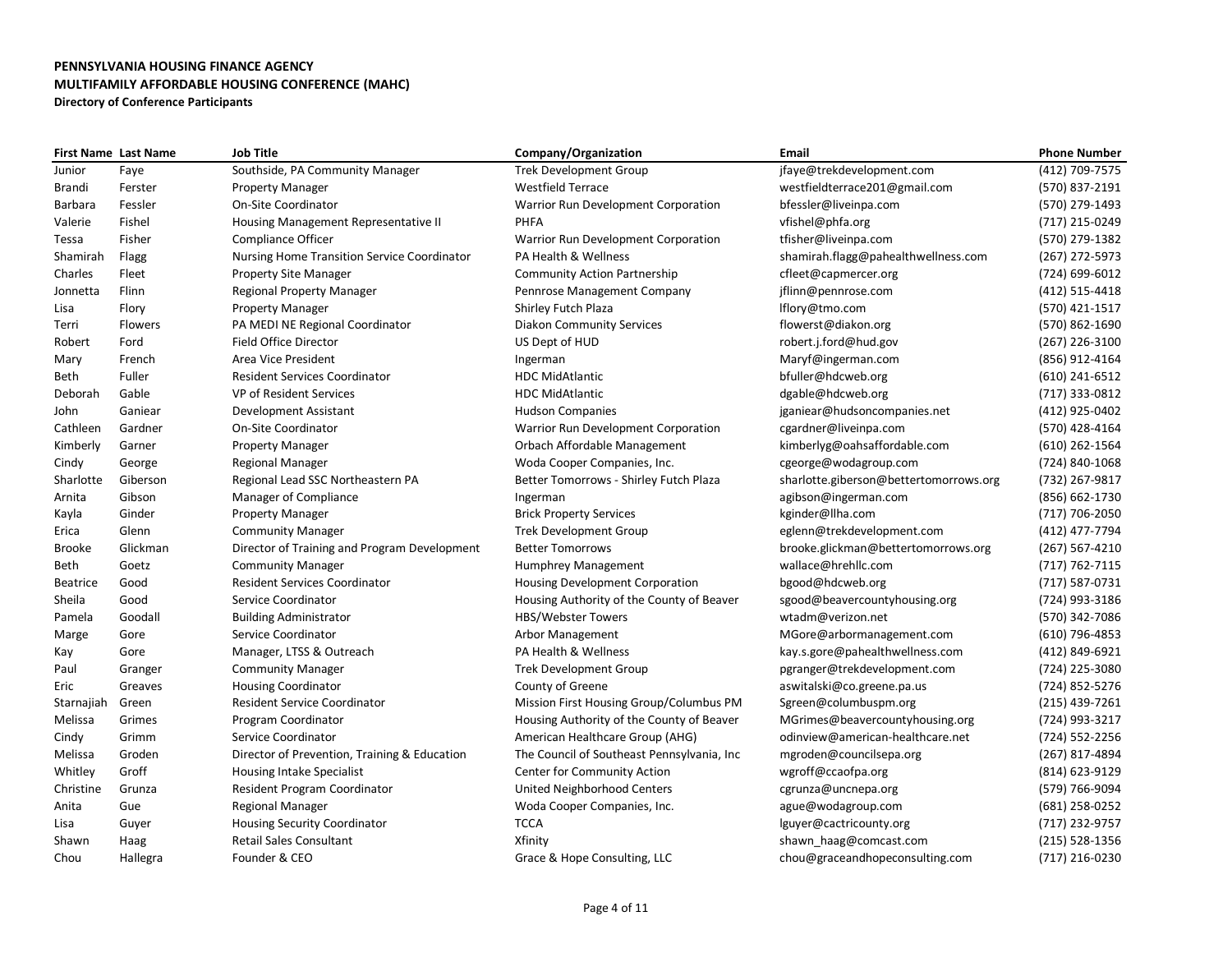**PENNSYLVANIA HOUSING FINANCE AGENCY**
**MULTIFAMILY AFFORDABLE HOUSING CONFERENCE (MAHC)**
**Directory of Conference Participants**

| First Name | Last Name | Job Title | Company/Organization | Email | Phone Number |
|---|---|---|---|---|---|
| Junior | Faye | Southside, PA Community Manager | Trek Development Group | jfaye@trekdevelopment.com | (412) 709-7575 |
| Brandi | Ferster | Property Manager | Westfield Terrace | westfieldterrace201@gmail.com | (570) 837-2191 |
| Barbara | Fessler | On-Site Coordinator | Warrior Run Development Corporation | bfessler@liveinpa.com | (570) 279-1493 |
| Valerie | Fishel | Housing Management Representative II | PHFA | vfishel@phfa.org | (717) 215-0249 |
| Tessa | Fisher | Compliance Officer | Warrior Run Development Corporation | tfisher@liveinpa.com | (570) 279-1382 |
| Shamirah | Flagg | Nursing Home Transition Service Coordinator | PA Health & Wellness | shamirah.flagg@pahealthwellness.com | (267) 272-5973 |
| Charles | Fleet | Property Site Manager | Community Action Partnership | cfleet@capmercer.org | (724) 699-6012 |
| Jonnetta | Flinn | Regional Property Manager | Pennrose Management Company | jflinn@pennrose.com | (412) 515-4418 |
| Lisa | Flory | Property Manager | Shirley Futch Plaza | lflory@tmo.com | (570) 421-1517 |
| Terri | Flowers | PA MEDI NE Regional Coordinator | Diakon Community Services | flowerst@diakon.org | (570) 862-1690 |
| Robert | Ford | Field Office Director | US Dept of HUD | robert.j.ford@hud.gov | (267) 226-3100 |
| Mary | French | Area Vice President | Ingerman | Maryf@ingerman.com | (856) 912-4164 |
| Beth | Fuller | Resident Services Coordinator | HDC MidAtlantic | bfuller@hdcweb.org | (610) 241-6512 |
| Deborah | Gable | VP of Resident Services | HDC MidAtlantic | dgable@hdcweb.org | (717) 333-0812 |
| John | Ganiear | Development Assistant | Hudson Companies | jganiear@hudsoncompanies.net | (412) 925-0402 |
| Cathleen | Gardner | On-Site Coordinator | Warrior Run Development Corporation | cgardner@liveinpa.com | (570) 428-4164 |
| Kimberly | Garner | Property Manager | Orbach Affordable Management | kimberlyg@oahsaffordable.com | (610) 262-1564 |
| Cindy | George | Regional Manager | Woda Cooper Companies, Inc. | cgeorge@wodagroup.com | (724) 840-1068 |
| Sharlotte | Giberson | Regional Lead SSC Northeastern PA | Better Tomorrows - Shirley Futch Plaza | sharlotte.giberson@bettertomorrows.org | (732) 267-9817 |
| Arnita | Gibson | Manager of Compliance | Ingerman | agibson@ingerman.com | (856) 662-1730 |
| Kayla | Ginder | Property Manager | Brick Property Services | kginder@llha.com | (717) 706-2050 |
| Erica | Glenn | Community Manager | Trek Development Group | eglenn@trekdevelopment.com | (412) 477-7794 |
| Brooke | Glickman | Director of Training and Program Development | Better Tomorrows | brooke.glickman@bettertomorrows.org | (267) 567-4210 |
| Beth | Goetz | Community Manager | Humphrey Management | wallace@hrehllc.com | (717) 762-7115 |
| Beatrice | Good | Resident Services Coordinator | Housing Development Corporation | bgood@hdcweb.org | (717) 587-0731 |
| Sheila | Good | Service Coordinator | Housing Authority of the County of Beaver | sgood@beavercountyhousing.org | (724) 993-3186 |
| Pamela | Goodall | Building Administrator | HBS/Webster Towers | wtadm@verizon.net | (570) 342-7086 |
| Marge | Gore | Service Coordinator | Arbor Management | MGore@arbormanagement.com | (610) 796-4853 |
| Kay | Gore | Manager, LTSS & Outreach | PA Health & Wellness | kay.s.gore@pahealthwellness.com | (412) 849-6921 |
| Paul | Granger | Community Manager | Trek Development Group | pgranger@trekdevelopment.com | (724) 225-3080 |
| Eric | Greaves | Housing Coordinator | County of Greene | aswitalski@co.greene.pa.us | (724) 852-5276 |
| Starnajiah | Green | Resident Service Coordinator | Mission First Housing Group/Columbus PM | Sgreen@columbuspm.org | (215) 439-7261 |
| Melissa | Grimes | Program Coordinator | Housing Authority of the County of Beaver | MGrimes@beavercountyhousing.org | (724) 993-3217 |
| Cindy | Grimm | Service Coordinator | American Healthcare Group (AHG) | odinview@american-healthcare.net | (724) 552-2256 |
| Melissa | Groden | Director of Prevention, Training & Education | The Council of Southeast Pennsylvania, Inc | mgroden@councilsepa.org | (267) 817-4894 |
| Whitley | Groff | Housing Intake Specialist | Center for Community Action | wgroff@ccaofpa.org | (814) 623-9129 |
| Christine | Grunza | Resident Program Coordinator | United Neighborhood Centers | cgrunza@uncnepa.org | (579) 766-9094 |
| Anita | Gue | Regional Manager | Woda Cooper Companies, Inc. | ague@wodagroup.com | (681) 258-0252 |
| Lisa | Guyer | Housing Security Coordinator | TCCA | lguyer@cactricounty.org | (717) 232-9757 |
| Shawn | Haag | Retail Sales Consultant | Xfinity | shawn_haag@comcast.com | (215) 528-1356 |
| Chou | Hallegra | Founder & CEO | Grace & Hope Consulting, LLC | chou@graceandhopeconsulting.com | (717) 216-0230 |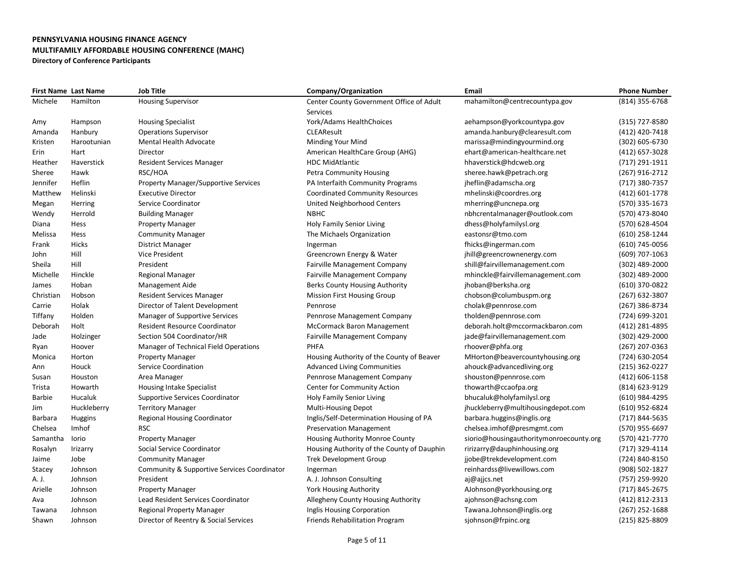**PENNSYLVANIA HOUSING FINANCE AGENCY**
**MULTIFAMILY AFFORDABLE HOUSING CONFERENCE (MAHC)**
**Directory of Conference Participants**

| First Name | Last Name | Job Title | Company/Organization | Email | Phone Number |
|---|---|---|---|---|---|
| Michele | Hamilton | Housing Supervisor | Center County Government Office of Adult Services | mahamilton@centrecountypa.gov | (814) 355-6768 |
| Amy | Hampson | Housing Specialist | York/Adams HealthChoices | aehampson@yorkcountypa.gov | (315) 727-8580 |
| Amanda | Hanbury | Operations Supervisor | CLEAResult | amanda.hanbury@clearesult.com | (412) 420-7418 |
| Kristen | Harootunian | Mental Health Advocate | Minding Your Mind | marissa@mindingyourmind.org | (302) 605-6730 |
| Erin | Hart | Director | American HealthCare Group (AHG) | ehart@american-healthcare.net | (412) 657-3028 |
| Heather | Haverstick | Resident Services Manager | HDC MidAtlantic | hhaverstick@hdcweb.org | (717) 291-1911 |
| Sheree | Hawk | RSC/HOA | Petra Community Housing | sheree.hawk@petrach.org | (267) 916-2712 |
| Jennifer | Heflin | Property Manager/Supportive Services | PA Interfaith Community Programs | jheflin@adamscha.org | (717) 380-7357 |
| Matthew | Helinski | Executive Director | Coordinated Community Resources | mhelinski@coordres.org | (412) 601-1778 |
| Megan | Herring | Service Coordinator | United Neighborhood Centers | mherring@uncnepa.org | (570) 335-1673 |
| Wendy | Herrold | Building Manager | NBHC | nbhcrentalmanager@outlook.com | (570) 473-8040 |
| Diana | Hess | Property Manager | Holy Family Senior Living | dhess@holyfamilysl.org | (570) 628-4504 |
| Melissa | Hess | Community Manager | The Michaels Organization | eastonsr@tmo.com | (610) 258-1244 |
| Frank | Hicks | District Manager | Ingerman | fhicks@ingerman.com | (610) 745-0056 |
| John | Hill | Vice President | Greencrown Energy & Water | jhill@greencrownenergy.com | (609) 707-1063 |
| Sheila | Hill | President | Fairville Management Company | shill@fairvillemanagement.com | (302) 489-2000 |
| Michelle | Hinckle | Regional Manager | Fairville Management Company | mhinckle@fairvillemanagement.com | (302) 489-2000 |
| James | Hoban | Management Aide | Berks County Housing Authority | jhoban@berksha.org | (610) 370-0822 |
| Christian | Hobson | Resident Services Manager | Mission First Housing Group | chobson@columbuspm.org | (267) 632-3807 |
| Carrie | Holak | Director of Talent Development | Pennrose | cholak@pennrose.com | (267) 386-8734 |
| Tiffany | Holden | Manager of Supportive Services | Pennrose Management Company | tholden@pennrose.com | (724) 699-3201 |
| Deborah | Holt | Resident Resource Coordinator | McCormack Baron Management | deborah.holt@mccormackbaron.com | (412) 281-4895 |
| Jade | Holzinger | Section 504 Coordinator/HR | Fairville Management Company | jade@fairvillemanagement.com | (302) 429-2000 |
| Ryan | Hoover | Manager of Technical Field Operations | PHFA | rhoover@phfa.org | (267) 207-0363 |
| Monica | Horton | Property Manager | Housing Authority of the County of Beaver | MHorton@beavercountyhousing.org | (724) 630-2054 |
| Ann | Houck | Service Coordination | Advanced Living Communities | ahouck@advancedliving.org | (215) 362-0227 |
| Susan | Houston | Area Manager | Pennrose Management Company | shouston@pennrose.com | (412) 606-1158 |
| Trista | Howarth | Housing Intake Specialist | Center for Community Action | thowarth@ccaofpa.org | (814) 623-9129 |
| Barbie | Hucaluk | Supportive Services Coordinator | Holy Family Senior Living | bhucaluk@holyfamilysl.org | (610) 984-4295 |
| Jim | Huckleberry | Territory Manager | Multi-Housing Depot | jhuckleberry@multihousingdepot.com | (610) 952-6824 |
| Barbara | Huggins | Regional Housing Coordinator | Inglis/Self-Determination Housing of PA | barbara.huggins@inglis.org | (717) 844-5635 |
| Chelsea | Imhof | RSC | Preservation Management | chelsea.imhof@presmgmt.com | (570) 955-6697 |
| Samantha | Iorio | Property Manager | Housing Authority Monroe County | siorio@housingauthoritymonroecounty.org | (570) 421-7770 |
| Rosalyn | Irizarry | Social Service Coordinator | Housing Authority of the County of Dauphin | ririzarry@dauphinhousing.org | (717) 329-4114 |
| Jaime | Jobe | Community Manager | Trek Development Group | jjobe@trekdevelopment.com | (724) 840-8150 |
| Stacey | Johnson | Community & Supportive Services Coordinator | Ingerman | reinhardss@livewillows.com | (908) 502-1827 |
| A. J. | Johnson | President | A. J. Johnson Consulting | aj@ajjcs.net | (757) 259-9920 |
| Arielle | Johnson | Property Manager | York Housing Authority | AJohnson@yorkhousing.org | (717) 845-2675 |
| Ava | Johnson | Lead Resident Services Coordinator | Allegheny County Housing Authority | ajohnson@achsng.com | (412) 812-2313 |
| Tawana | Johnson | Regional Property Manager | Inglis Housing Corporation | Tawana.Johnson@inglis.org | (267) 252-1688 |
| Shawn | Johnson | Director of Reentry & Social Services | Friends Rehabilitation Program | sjohnson@frpinc.org | (215) 825-8809 |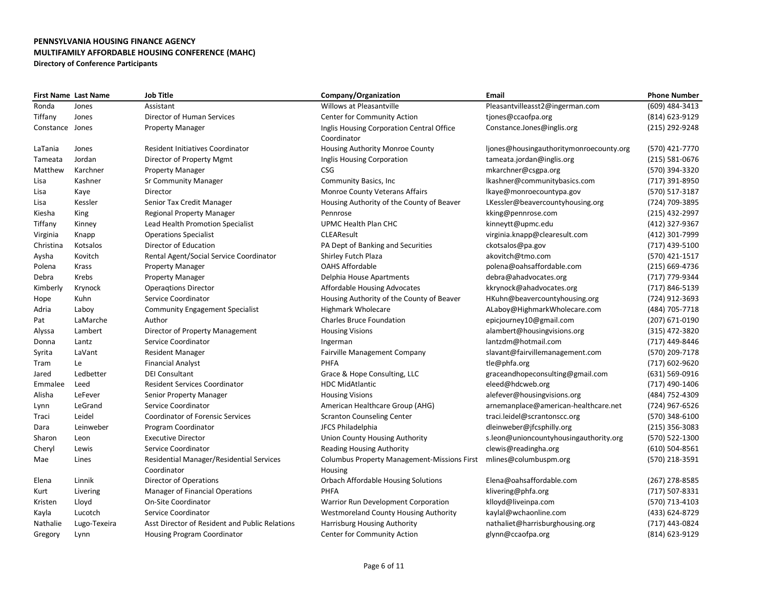**PENNSYLVANIA HOUSING FINANCE AGENCY**
**MULTIFAMILY AFFORDABLE HOUSING CONFERENCE (MAHC)**
**Directory of Conference Participants**

| First Name | Last Name | Job Title | Company/Organization | Email | Phone Number |
|---|---|---|---|---|---|
| Ronda | Jones | Assistant | Willows at Pleasantville | Pleasantvilleasst2@ingerman.com | (609) 484-3413 |
| Tiffany | Jones | Director of Human Services | Center for Community Action | tjones@ccaofpa.org | (814) 623-9129 |
| Constance | Jones | Property Manager | Inglis Housing Corporation Central Office Coordinator | Constance.Jones@inglis.org | (215) 292-9248 |
| LaTania | Jones | Resident Initiatives Coordinator | Housing Authority Monroe County | ljones@housingauthoritymonroecounty.org | (570) 421-7770 |
| Tameata | Jordan | Director of Property Mgmt | Inglis Housing Corporation | tameata.jordan@inglis.org | (215) 581-0676 |
| Matthew | Karchner | Property Manager | CSG | mkarchner@csgpa.org | (570) 394-3320 |
| Lisa | Kashner | Sr Community Manager | Community Basics, Inc | lkashner@communitybasics.com | (717) 391-8950 |
| Lisa | Kaye | Director | Monroe County Veterans Affairs | lkaye@monroecountypa.gov | (570) 517-3187 |
| Lisa | Kessler | Senior Tax Credit Manager | Housing Authority of the County of Beaver | LKessler@beavercountyhousing.org | (724) 709-3895 |
| Kiesha | King | Regional Property Manager | Pennrose | kking@pennrose.com | (215) 432-2997 |
| Tiffany | Kinney | Lead Health Promotion Specialist | UPMC Health Plan CHC | kinneytt@upmc.edu | (412) 327-9367 |
| Virginia | Knapp | Operations Specialist | CLEAResult | virginia.knapp@clearesult.com | (412) 301-7999 |
| Christina | Kotsalos | Director of Education | PA Dept of Banking and Securities | ckotsalos@pa.gov | (717) 439-5100 |
| Aysha | Kovitch | Rental Agent/Social Service Coordinator | Shirley Futch Plaza | akovitch@tmo.com | (570) 421-1517 |
| Polena | Krass | Property Manager | OAHS Affordable | polena@oahsaffordable.com | (215) 669-4736 |
| Debra | Krebs | Property Manager | Delphia House Apartments | debra@ahadvocates.org | (717) 779-9344 |
| Kimberly | Krynock | Operaqtions Director | Affordable Housing Advocates | kkrynock@ahadvocates.org | (717) 846-5139 |
| Hope | Kuhn | Service Coordinator | Housing Authority of the County of Beaver | HKuhn@beavercountyhousing.org | (724) 912-3693 |
| Adria | Laboy | Community Engagement Specialist | Highmark Wholecare | ALaboy@HighmarkWholecare.com | (484) 705-7718 |
| Pat | LaMarche | Author | Charles Bruce Foundation | epicjourney10@gmail.com | (207) 671-0190 |
| Alyssa | Lambert | Director of Property Management | Housing Visions | alambert@housingvisions.org | (315) 472-3820 |
| Donna | Lantz | Service Coordinator | Ingerman | lantzdm@hotmail.com | (717) 449-8446 |
| Syrita | LaVant | Resident Manager | Fairville Management Company | slavant@fairvillemanagement.com | (570) 209-7178 |
| Tram | Le | Financial Analyst | PHFA | tle@phfa.org | (717) 602-9620 |
| Jared | Ledbetter | DEI Consultant | Grace & Hope Consulting, LLC | graceandhopeconsulting@gmail.com | (631) 569-0916 |
| Emmalee | Leed | Resident Services Coordinator | HDC MidAtlantic | eleed@hdcweb.org | (717) 490-1406 |
| Alisha | LeFever | Senior Property Manager | Housing Visions | alefever@housingvisions.org | (484) 752-4309 |
| Lynn | LeGrand | Service Coordinator | American Healthcare Group (AHG) | arnemanplace@american-healthcare.net | (724) 967-6526 |
| Traci | Leidel | Coordinator of Forensic Services | Scranton Counseling Center | traci.leidel@scrantonscc.org | (570) 348-6100 |
| Dara | Leinweber | Program Coordinator | JFCS Philadelphia | dleinweber@jfcsphilly.org | (215) 356-3083 |
| Sharon | Leon | Executive Director | Union County Housing Authority | s.leon@unioncountyhousingauthority.org | (570) 522-1300 |
| Cheryl | Lewis | Service Coordinator | Reading Housing Authority | clewis@readingha.org | (610) 504-8561 |
| Mae | Lines | Residential Manager/Residential Services Coordinator | Columbus Property Management-Missions First Housing | mlines@columbuspm.org | (570) 218-3591 |
| Elena | Linnik | Director of Operations | Orbach Affordable Housing Solutions | Elena@oahsaffordable.com | (267) 278-8585 |
| Kurt | Livering | Manager of Financial Operations | PHFA | klivering@phfa.org | (717) 507-8331 |
| Kristen | Lloyd | On-Site Coordinator | Warrior Run Development Corporation | klloyd@liveinpa.com | (570) 713-4103 |
| Kayla | Lucotch | Service Coordinator | Westmoreland County Housing Authority | kaylal@wchaonline.com | (433) 624-8729 |
| Nathalie | Lugo-Texeira | Asst Director of Resident and Public Relations | Harrisburg Housing Authority | nathaliet@harrisburghousing.org | (717) 443-0824 |
| Gregory | Lynn | Housing Program Coordinator | Center for Community Action | glynn@ccaofpa.org | (814) 623-9129 |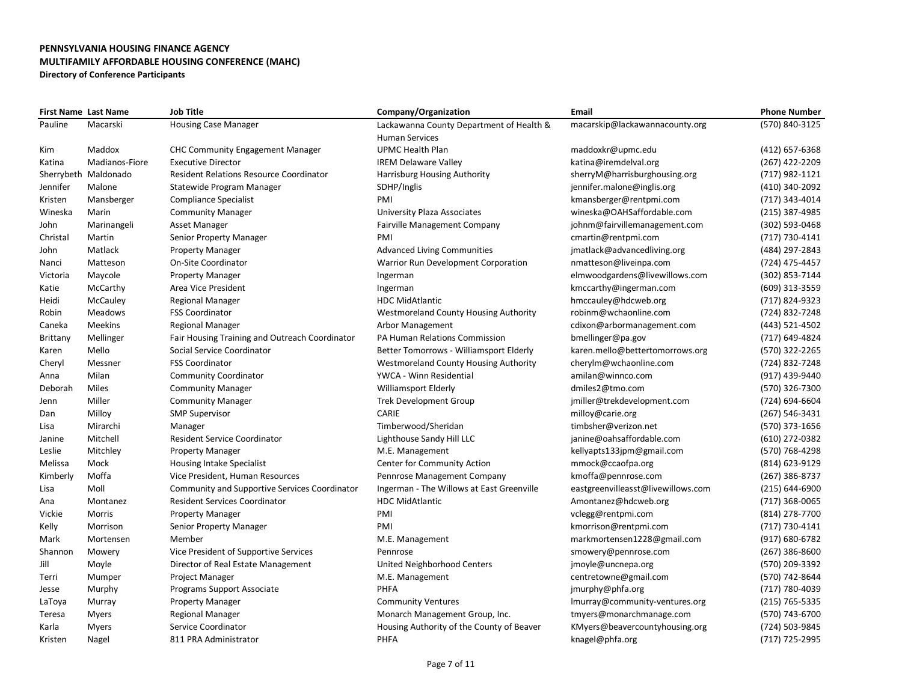**PENNSYLVANIA HOUSING FINANCE AGENCY**
**MULTIFAMILY AFFORDABLE HOUSING CONFERENCE (MAHC)**
**Directory of Conference Participants**

| First Name | Last Name | Job Title | Company/Organization | Email | Phone Number |
|---|---|---|---|---|---|
| Pauline | Macarski | Housing Case Manager | Lackawanna County Department of Health & Human Services | macarskip@lackawannacounty.org | (570) 840-3125 |
| Kim | Maddox | CHC Community Engagement Manager | UPMC Health Plan | maddoxkr@upmc.edu | (412) 657-6368 |
| Katina | Madianos-Fiore | Executive Director | IREM Delaware Valley | katina@iremdelval.org | (267) 422-2209 |
| Sherrybeth | Maldonado | Resident Relations Resource Coordinator | Harrisburg Housing Authority | sherryM@harrisburghousing.org | (717) 982-1121 |
| Jennifer | Malone | Statewide Program Manager | SDHP/Inglis | jennifer.malone@inglis.org | (410) 340-2092 |
| Kristen | Mansberger | Compliance Specialist | PMI | kmansberger@rentpmi.com | (717) 343-4014 |
| Wineska | Marin | Community Manager | University Plaza Associates | wineska@OAHSaffordable.com | (215) 387-4985 |
| John | Marinangeli | Asset Manager | Fairville Management Company | johnm@fairvillemanagement.com | (302) 593-0468 |
| Christal | Martin | Senior Property Manager | PMI | cmartin@rentpmi.com | (717) 730-4141 |
| John | Matlack | Property Manager | Advanced Living Communities | jmatlack@advancedliving.org | (484) 297-2843 |
| Nanci | Matteson | On-Site Coordinator | Warrior Run Development Corporation | nmatteson@liveinpa.com | (724) 475-4457 |
| Victoria | Maycole | Property Manager | Ingerman | elmwoodgardens@livewillows.com | (302) 853-7144 |
| Katie | McCarthy | Area Vice President | Ingerman | kmccarthy@ingerman.com | (609) 313-3559 |
| Heidi | McCauley | Regional Manager | HDC MidAtlantic | hmccauley@hdcweb.org | (717) 824-9323 |
| Robin | Meadows | FSS Coordinator | Westmoreland County Housing Authority | robinm@wchaonline.com | (724) 832-7248 |
| Caneka | Meekins | Regional Manager | Arbor Management | cdixon@arbormanagement.com | (443) 521-4502 |
| Brittany | Mellinger | Fair Housing Training and Outreach Coordinator | PA Human Relations Commission | bmellinger@pa.gov | (717) 649-4824 |
| Karen | Mello | Social Service Coordinator | Better Tomorrows - Williamsport Elderly | karen.mello@bettertomorrows.org | (570) 322-2265 |
| Cheryl | Messner | FSS Coordinator | Westmoreland County Housing Authority | cherylm@wchaonline.com | (724) 832-7248 |
| Anna | Milan | Community Coordinator | YWCA - Winn Residential | amilan@winnco.com | (917) 439-9440 |
| Deborah | Miles | Community Manager | Williamsport Elderly | dmiles2@tmo.com | (570) 326-7300 |
| Jenn | Miller | Community Manager | Trek Development Group | jmiller@trekdevelopment.com | (724) 694-6604 |
| Dan | Milloy | SMP Supervisor | CARIE | milloy@carie.org | (267) 546-3431 |
| Lisa | Mirarchi | Manager | Timberwood/Sheridan | timbsher@verizon.net | (570) 373-1656 |
| Janine | Mitchell | Resident Service Coordinator | Lighthouse Sandy Hill LLC | janine@oahsaffordable.com | (610) 272-0382 |
| Leslie | Mitchley | Property Manager | M.E. Management | kellyapts133jpm@gmail.com | (570) 768-4298 |
| Melissa | Mock | Housing Intake Specialist | Center for Community Action | mmock@ccaofpa.org | (814) 623-9129 |
| Kimberly | Moffa | Vice President, Human Resources | Pennrose Management Company | kmoffa@pennrose.com | (267) 386-8737 |
| Lisa | Moll | Community and Supportive Services Coordinator | Ingerman - The Willows at East Greenville | eastgreenvilleasst@livewillows.com | (215) 644-6900 |
| Ana | Montanez | Resident Services Coordinator | HDC MidAtlantic | Amontanez@hdcweb.org | (717) 368-0065 |
| Vickie | Morris | Property Manager | PMI | vclegg@rentpmi.com | (814) 278-7700 |
| Kelly | Morrison | Senior Property Manager | PMI | kmorrison@rentpmi.com | (717) 730-4141 |
| Mark | Mortensen | Member | M.E. Management | markmortensen1228@gmail.com | (917) 680-6782 |
| Shannon | Mowery | Vice President of Supportive Services | Pennrose | smowery@pennrose.com | (267) 386-8600 |
| Jill | Moyle | Director of Real Estate Management | United Neighborhood Centers | jmoyle@uncnepa.org | (570) 209-3392 |
| Terri | Mumper | Project Manager | M.E. Management | centretowne@gmail.com | (570) 742-8644 |
| Jesse | Murphy | Programs Support Associate | PHFA | jmurphy@phfa.org | (717) 780-4039 |
| LaToya | Murray | Property Manager | Community Ventures | lmurray@community-ventures.org | (215) 765-5335 |
| Teresa | Myers | Regional Manager | Monarch Management Group, Inc. | tmyers@monarchmanage.com | (570) 743-6700 |
| Karla | Myers | Service Coordinator | Housing Authority of the County of Beaver | KMyers@beavercountyhousing.org | (724) 503-9845 |
| Kristen | Nagel | 811 PRA Administrator | PHFA | knagel@phfa.org | (717) 725-2995 |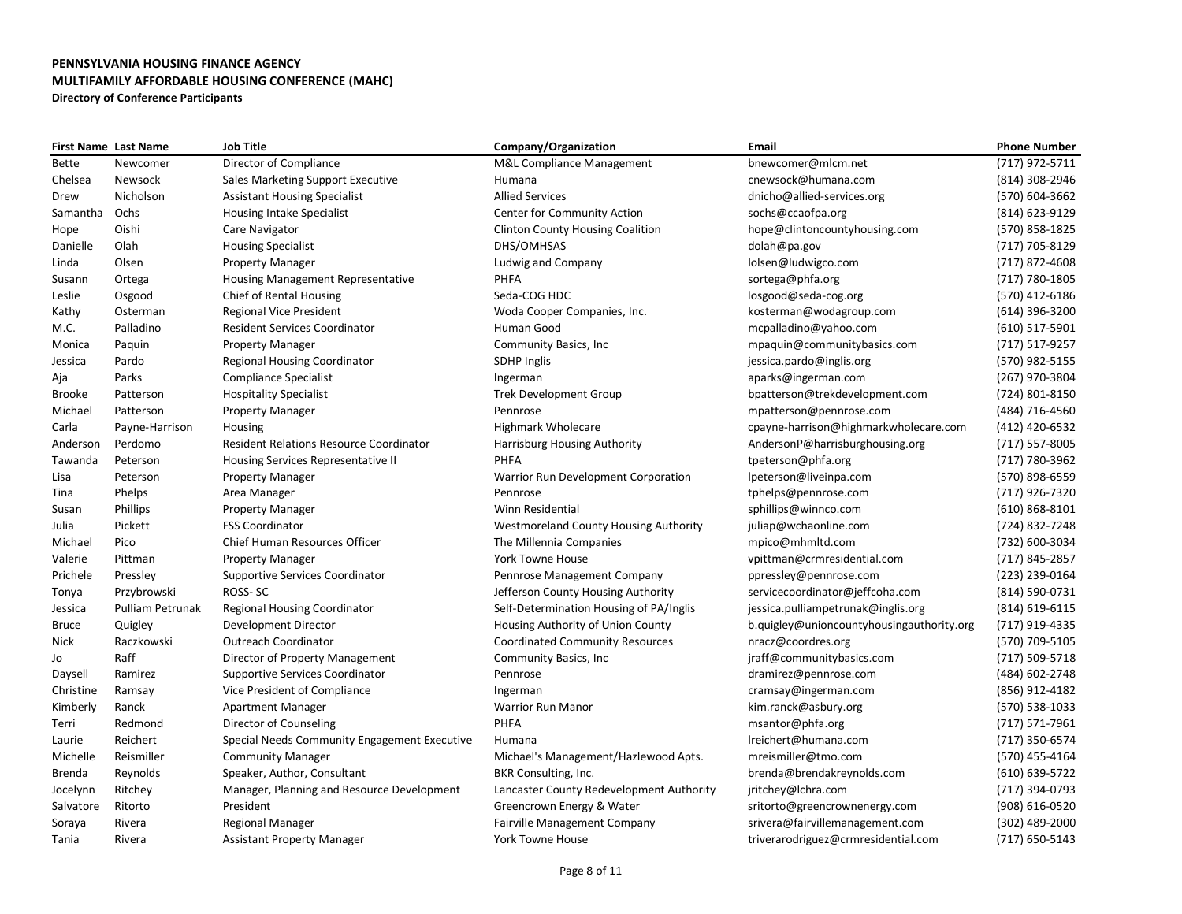**PENNSYLVANIA HOUSING FINANCE AGENCY**
**MULTIFAMILY AFFORDABLE HOUSING CONFERENCE (MAHC)**
**Directory of Conference Participants**

| First Name | Last Name | Job Title | Company/Organization | Email | Phone Number |
|---|---|---|---|---|---|
| Bette | Newcomer | Director of Compliance | M&L Compliance Management | bnewcomer@mlcm.net | (717) 972-5711 |
| Chelsea | Newsock | Sales Marketing Support Executive | Humana | cnewsock@humana.com | (814) 308-2946 |
| Drew | Nicholson | Assistant Housing Specialist | Allied Services | dnicho@allied-services.org | (570) 604-3662 |
| Samantha | Ochs | Housing Intake Specialist | Center for Community Action | sochs@ccaofpa.org | (814) 623-9129 |
| Hope | Oishi | Care Navigator | Clinton County Housing Coalition | hope@clintoncountyhousing.com | (570) 858-1825 |
| Danielle | Olah | Housing Specialist | DHS/OMHSAS | dolah@pa.gov | (717) 705-8129 |
| Linda | Olsen | Property Manager | Ludwig and Company | lolsen@ludwigco.com | (717) 872-4608 |
| Susann | Ortega | Housing Management Representative | PHFA | sortega@phfa.org | (717) 780-1805 |
| Leslie | Osgood | Chief of Rental Housing | Seda-COG HDC | losgood@seda-cog.org | (570) 412-6186 |
| Kathy | Osterman | Regional Vice President | Woda Cooper Companies, Inc. | kosterman@wodagroup.com | (614) 396-3200 |
| M.C. | Palladino | Resident Services Coordinator | Human Good | mcpalladino@yahoo.com | (610) 517-5901 |
| Monica | Paquin | Property Manager | Community Basics, Inc | mpaquin@communitybasics.com | (717) 517-9257 |
| Jessica | Pardo | Regional Housing Coordinator | SDHP Inglis | jessica.pardo@inglis.org | (570) 982-5155 |
| Aja | Parks | Compliance Specialist | Ingerman | aparks@ingerman.com | (267) 970-3804 |
| Brooke | Patterson | Hospitality Specialist | Trek Development Group | bpatterson@trekdevelopment.com | (724) 801-8150 |
| Michael | Patterson | Property Manager | Pennrose | mpatterson@pennrose.com | (484) 716-4560 |
| Carla | Payne-Harrison | Housing | Highmark Wholecare | cpayne-harrison@highmarkwholecare.com | (412) 420-6532 |
| Anderson | Perdomo | Resident Relations Resource Coordinator | Harrisburg Housing Authority | AndersonP@harrisburghousing.org | (717) 557-8005 |
| Tawanda | Peterson | Housing Services Representative II | PHFA | tpeterson@phfa.org | (717) 780-3962 |
| Lisa | Peterson | Property Manager | Warrior Run Development Corporation | lpeterson@liveinpa.com | (570) 898-6559 |
| Tina | Phelps | Area Manager | Pennrose | tphelps@pennrose.com | (717) 926-7320 |
| Susan | Phillips | Property Manager | Winn Residential | sphillips@winnco.com | (610) 868-8101 |
| Julia | Pickett | FSS Coordinator | Westmoreland County Housing Authority | juliap@wchaonline.com | (724) 832-7248 |
| Michael | Pico | Chief Human Resources Officer | The Millennia Companies | mpico@mhmltd.com | (732) 600-3034 |
| Valerie | Pittman | Property Manager | York Towne House | vpittman@crmresidential.com | (717) 845-2857 |
| Prichele | Pressley | Supportive Services Coordinator | Pennrose Management Company | ppressley@pennrose.com | (223) 239-0164 |
| Tonya | Przybrowski | ROSS- SC | Jefferson County Housing Authority | servicecoordinator@jeffcoha.com | (814) 590-0731 |
| Jessica | Pulliam Petrunak | Regional Housing Coordinator | Self-Determination Housing of PA/Inglis | jessica.pulliampetrunak@inglis.org | (814) 619-6115 |
| Bruce | Quigley | Development Director | Housing Authority of Union County | b.quigley@unioncountyhousingauthority.org | (717) 919-4335 |
| Nick | Raczkowski | Outreach Coordinator | Coordinated Community Resources | nracz@coordres.org | (570) 709-5105 |
| Jo | Raff | Director of Property Management | Community Basics, Inc | jraff@communitybasics.com | (717) 509-5718 |
| Daysell | Ramirez | Supportive Services Coordinator | Pennrose | dramirez@pennrose.com | (484) 602-2748 |
| Christine | Ramsay | Vice President of Compliance | Ingerman | cramsay@ingerman.com | (856) 912-4182 |
| Kimberly | Ranck | Apartment Manager | Warrior Run Manor | kim.ranck@asbury.org | (570) 538-1033 |
| Terri | Redmond | Director of Counseling | PHFA | msantor@phfa.org | (717) 571-7961 |
| Laurie | Reichert | Special Needs Community Engagement Executive | Humana | lreichert@humana.com | (717) 350-6574 |
| Michelle | Reismiller | Community Manager | Michael's Management/Hazlewood Apts. | mreismiller@tmo.com | (570) 455-4164 |
| Brenda | Reynolds | Speaker, Author, Consultant | BKR Consulting, Inc. | brenda@brendakreynolds.com | (610) 639-5722 |
| Jocelynn | Ritchey | Manager, Planning and Resource Development | Lancaster County Redevelopment Authority | jritchey@lchra.com | (717) 394-0793 |
| Salvatore | Ritorto | President | Greencrown Energy & Water | sritorto@greencrownenergy.com | (908) 616-0520 |
| Soraya | Rivera | Regional Manager | Fairville Management Company | srivera@fairvillemanagement.com | (302) 489-2000 |
| Tania | Rivera | Assistant Property Manager | York Towne House | triverarodriguez@crmresidential.com | (717) 650-5143 |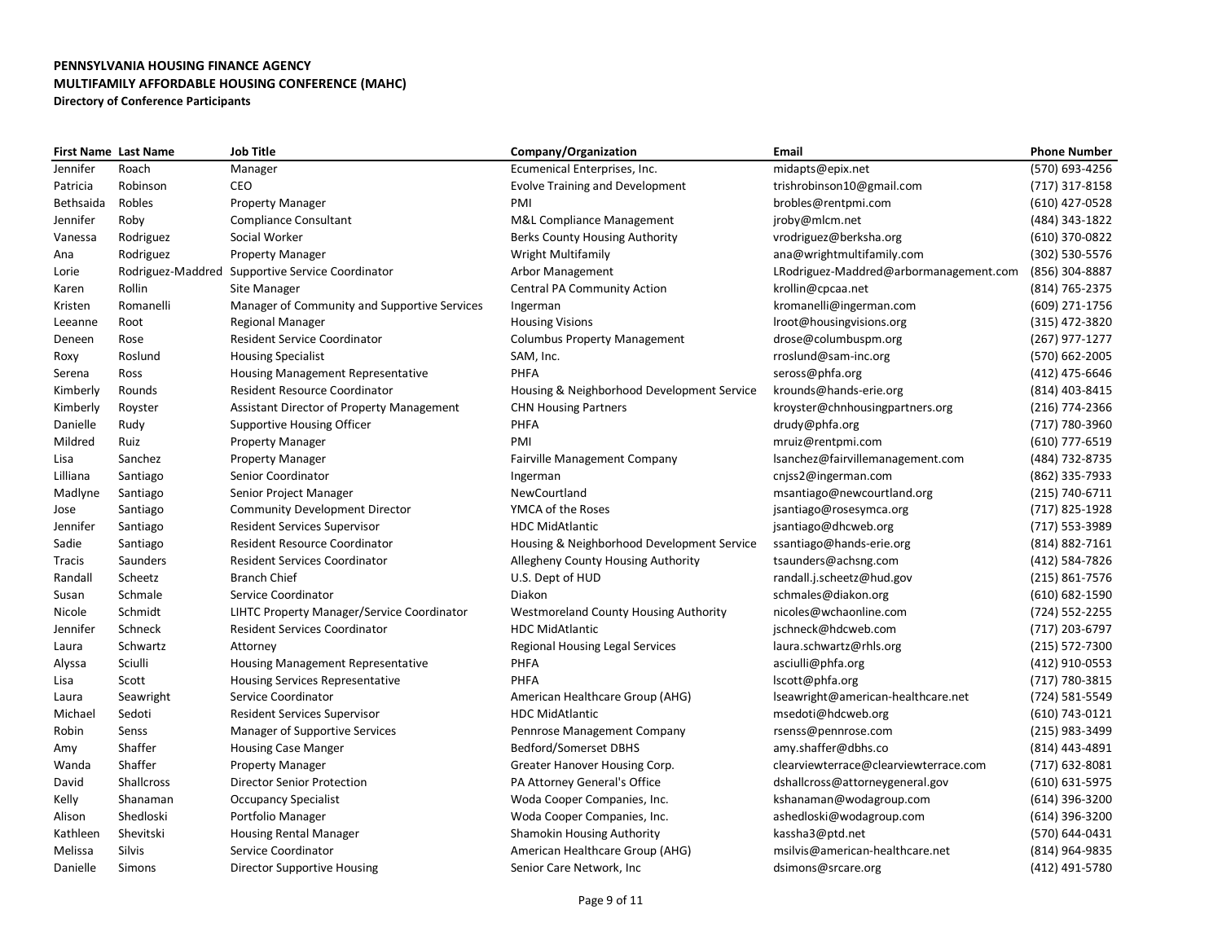**PENNSYLVANIA HOUSING FINANCE AGENCY**
**MULTIFAMILY AFFORDABLE HOUSING CONFERENCE (MAHC)**
**Directory of Conference Participants**

| First Name | Last Name | Job Title | Company/Organization | Email | Phone Number |
|---|---|---|---|---|---|
| Jennifer | Roach | Manager | Ecumenical Enterprises, Inc. | midapts@epix.net | (570) 693-4256 |
| Patricia | Robinson | CEO | Evolve Training and Development | trishrobinson10@gmail.com | (717) 317-8158 |
| Bethsaida | Robles | Property Manager | PMI | brobles@rentpmi.com | (610) 427-0528 |
| Jennifer | Roby | Compliance Consultant | M&L Compliance Management | jroby@mlcm.net | (484) 343-1822 |
| Vanessa | Rodriguez | Social Worker | Berks County Housing Authority | vrodriguez@berksha.org | (610) 370-0822 |
| Ana | Rodriguez | Property Manager | Wright Multifamily | ana@wrightmultifamily.com | (302) 530-5576 |
| Lorie | Rodriguez-Maddred | Supportive Service Coordinator | Arbor Management | LRodriguez-Maddred@arbormanagement.com | (856) 304-8887 |
| Karen | Rollin | Site Manager | Central PA Community Action | krollin@cpcaa.net | (814) 765-2375 |
| Kristen | Romanelli | Manager of Community and Supportive Services | Ingerman | kromanelli@ingerman.com | (609) 271-1756 |
| Leeanne | Root | Regional Manager | Housing Visions | lroot@housingvisions.org | (315) 472-3820 |
| Deneen | Rose | Resident Service Coordinator | Columbus Property Management | drose@columbuspm.org | (267) 977-1277 |
| Roxy | Roslund | Housing Specialist | SAM, Inc. | rroslund@sam-inc.org | (570) 662-2005 |
| Serena | Ross | Housing Management Representative | PHFA | seross@phfa.org | (412) 475-6646 |
| Kimberly | Rounds | Resident Resource Coordinator | Housing & Neighborhood Development Service | krounds@hands-erie.org | (814) 403-8415 |
| Kimberly | Royster | Assistant Director of Property Management | CHN Housing Partners | kroyster@chnhousingpartners.org | (216) 774-2366 |
| Danielle | Rudy | Supportive Housing Officer | PHFA | drudy@phfa.org | (717) 780-3960 |
| Mildred | Ruiz | Property Manager | PMI | mruiz@rentpmi.com | (610) 777-6519 |
| Lisa | Sanchez | Property Manager | Fairville Management Company | lsanchez@fairvillemanagement.com | (484) 732-8735 |
| Lilliana | Santiago | Senior Coordinator | Ingerman | cnjss2@ingerman.com | (862) 335-7933 |
| Madlyne | Santiago | Senior Project Manager | NewCourtland | msantiago@newcourtland.org | (215) 740-6711 |
| Jose | Santiago | Community Development Director | YMCA of the Roses | jsantiago@rosesymca.org | (717) 825-1928 |
| Jennifer | Santiago | Resident Services Supervisor | HDC MidAtlantic | jsantiago@dhcweb.org | (717) 553-3989 |
| Sadie | Santiago | Resident Resource Coordinator | Housing & Neighborhood Development Service | ssantiago@hands-erie.org | (814) 882-7161 |
| Tracis | Saunders | Resident Services Coordinator | Allegheny County Housing Authority | tsaunders@achsng.com | (412) 584-7826 |
| Randall | Scheetz | Branch Chief | U.S. Dept of HUD | randall.j.scheetz@hud.gov | (215) 861-7576 |
| Susan | Schmale | Service Coordinator | Diakon | schmales@diakon.org | (610) 682-1590 |
| Nicole | Schmidt | LIHTC Property Manager/Service Coordinator | Westmoreland County Housing Authority | nicoles@wchaonline.com | (724) 552-2255 |
| Jennifer | Schneck | Resident Services Coordinator | HDC MidAtlantic | jschneck@hdcweb.com | (717) 203-6797 |
| Laura | Schwartz | Attorney | Regional Housing Legal Services | laura.schwartz@rhls.org | (215) 572-7300 |
| Alyssa | Sciulli | Housing Management Representative | PHFA | asciulli@phfa.org | (412) 910-0553 |
| Lisa | Scott | Housing Services Representative | PHFA | lscott@phfa.org | (717) 780-3815 |
| Laura | Seawright | Service Coordinator | American Healthcare Group (AHG) | lseawright@american-healthcare.net | (724) 581-5549 |
| Michael | Sedoti | Resident Services Supervisor | HDC MidAtlantic | msedoti@hdcweb.org | (610) 743-0121 |
| Robin | Senss | Manager of Supportive Services | Pennrose Management Company | rsenss@pennrose.com | (215) 983-3499 |
| Amy | Shaffer | Housing Case Manger | Bedford/Somerset DBHS | amy.shaffer@dbhs.co | (814) 443-4891 |
| Wanda | Shaffer | Property Manager | Greater Hanover Housing Corp. | clearviewterrace@clearviewterrace.com | (717) 632-8081 |
| David | Shallcross | Director Senior Protection | PA Attorney General's Office | dshallcross@attorneygeneral.gov | (610) 631-5975 |
| Kelly | Shanaman | Occupancy Specialist | Woda Cooper Companies, Inc. | kshanaman@wodagroup.com | (614) 396-3200 |
| Alison | Shedloski | Portfolio Manager | Woda Cooper Companies, Inc. | ashedloski@wodagroup.com | (614) 396-3200 |
| Kathleen | Shevitski | Housing Rental Manager | Shamokin Housing Authority | kassha3@ptd.net | (570) 644-0431 |
| Melissa | Silvis | Service Coordinator | American Healthcare Group (AHG) | msilvis@american-healthcare.net | (814) 964-9835 |
| Danielle | Simons | Director Supportive Housing | Senior Care Network, Inc | dsimons@srcare.org | (412) 491-5780 |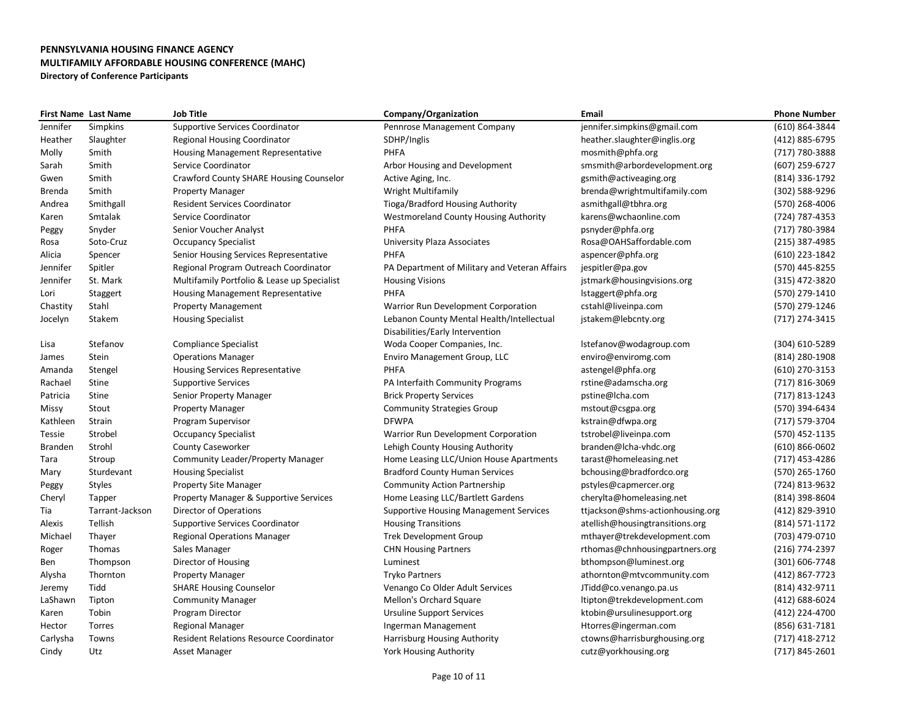**PENNSYLVANIA HOUSING FINANCE AGENCY**
**MULTIFAMILY AFFORDABLE HOUSING CONFERENCE (MAHC)**
**Directory of Conference Participants**

| First Name | Last Name | Job Title | Company/Organization | Email | Phone Number |
|---|---|---|---|---|---|
| Jennifer | Simpkins | Supportive Services Coordinator | Pennrose Management Company | jennifer.simpkins@gmail.com | (610) 864-3844 |
| Heather | Slaughter | Regional Housing Coordinator | SDHP/Inglis | heather.slaughter@inglis.org | (412) 885-6795 |
| Molly | Smith | Housing Management Representative | PHFA | mosmith@phfa.org | (717) 780-3888 |
| Sarah | Smith | Service Coordinator | Arbor Housing and Development | smsmith@arbordevelopment.org | (607) 259-6727 |
| Gwen | Smith | Crawford County SHARE Housing Counselor | Active Aging, Inc. | gsmith@activeaging.org | (814) 336-1792 |
| Brenda | Smith | Property Manager | Wright Multifamily | brenda@wrightmultifamily.com | (302) 588-9296 |
| Andrea | Smithgall | Resident Services Coordinator | Tioga/Bradford Housing Authority | asmithgall@tbhra.org | (570) 268-4006 |
| Karen | Smtalak | Service Coordinator | Westmoreland County Housing Authority | karens@wchaonline.com | (724) 787-4353 |
| Peggy | Snyder | Senior Voucher Analyst | PHFA | psnyder@phfa.org | (717) 780-3984 |
| Rosa | Soto-Cruz | Occupancy Specialist | University Plaza Associates | Rosa@OAHSaffordable.com | (215) 387-4985 |
| Alicia | Spencer | Senior Housing Services Representative | PHFA | aspencer@phfa.org | (610) 223-1842 |
| Jennifer | Spitler | Regional Program Outreach Coordinator | PA Department of Military and Veteran Affairs | jespitler@pa.gov | (570) 445-8255 |
| Jennifer | St. Mark | Multifamily Portfolio & Lease up Specialist | Housing Visions | jstmark@housingvisions.org | (315) 472-3820 |
| Lori | Staggert | Housing Management Representative | PHFA | lstaggert@phfa.org | (570) 279-1410 |
| Chastity | Stahl | Property Management | Warrior Run Development Corporation | cstahl@liveinpa.com | (570) 279-1246 |
| Jocelyn | Stakem | Housing Specialist | Lebanon County Mental Health/Intellectual Disabilities/Early Intervention | jstakem@lebcnty.org | (717) 274-3415 |
| Lisa | Stefanov | Compliance Specialist | Woda Cooper Companies, Inc. | lstefanov@wodagroup.com | (304) 610-5289 |
| James | Stein | Operations Manager | Enviro Management Group, LLC | enviro@enviromg.com | (814) 280-1908 |
| Amanda | Stengel | Housing Services Representative | PHFA | astengel@phfa.org | (610) 270-3153 |
| Rachael | Stine | Supportive Services | PA Interfaith Community Programs | rstine@adamscha.org | (717) 816-3069 |
| Patricia | Stine | Senior Property Manager | Brick Property Services | pstine@lcha.com | (717) 813-1243 |
| Missy | Stout | Property Manager | Community Strategies Group | mstout@csgpa.org | (570) 394-6434 |
| Kathleen | Strain | Program Supervisor | DFWPA | kstrain@dfwpa.org | (717) 579-3704 |
| Tessie | Strobel | Occupancy Specialist | Warrior Run Development Corporation | tstrobel@liveinpa.com | (570) 452-1135 |
| Branden | Strohl | County Caseworker | Lehigh County Housing Authority | branden@lcha-vhdc.org | (610) 866-0602 |
| Tara | Stroup | Community Leader/Property Manager | Home Leasing LLC/Union House Apartments | tarast@homeleasing.net | (717) 453-4286 |
| Mary | Sturdevant | Housing Specialist | Bradford County Human Services | bchousing@bradfordco.org | (570) 265-1760 |
| Peggy | Styles | Property Site Manager | Community Action Partnership | pstyles@capmercer.org | (724) 813-9632 |
| Cheryl | Tapper | Property Manager & Supportive Services | Home Leasing LLC/Bartlett Gardens | cherylta@homeleasing.net | (814) 398-8604 |
| Tia | Tarrant-Jackson | Director of Operations | Supportive Housing Management Services | ttjackson@shms-actionhousing.org | (412) 829-3910 |
| Alexis | Tellish | Supportive Services Coordinator | Housing Transitions | atellish@housingtransitions.org | (814) 571-1172 |
| Michael | Thayer | Regional Operations Manager | Trek Development Group | mthayer@trekdevelopment.com | (703) 479-0710 |
| Roger | Thomas | Sales Manager | CHN Housing Partners | rthomas@chnhousingpartners.org | (216) 774-2397 |
| Ben | Thompson | Director of Housing | Luminest | bthompson@luminest.org | (301) 606-7748 |
| Alysha | Thornton | Property Manager | Tryko Partners | athornton@mtvcommunity.com | (412) 867-7723 |
| Jeremy | Tidd | SHARE Housing Counselor | Venango Co Older Adult Services | JTidd@co.venango.pa.us | (814) 432-9711 |
| LaShawn | Tipton | Community Manager | Mellon's Orchard Square | ltipton@trekdevelopment.com | (412) 688-6024 |
| Karen | Tobin | Program Director | Ursuline Support Services | ktobin@ursulinesupport.org | (412) 224-4700 |
| Hector | Torres | Regional Manager | Ingerman Management | Htorres@ingerman.com | (856) 631-7181 |
| Carlysha | Towns | Resident Relations Resource Coordinator | Harrisburg Housing Authority | ctowns@harrisburghousing.org | (717) 418-2712 |
| Cindy | Utz | Asset Manager | York Housing Authority | cutz@yorkhousing.org | (717) 845-2601 |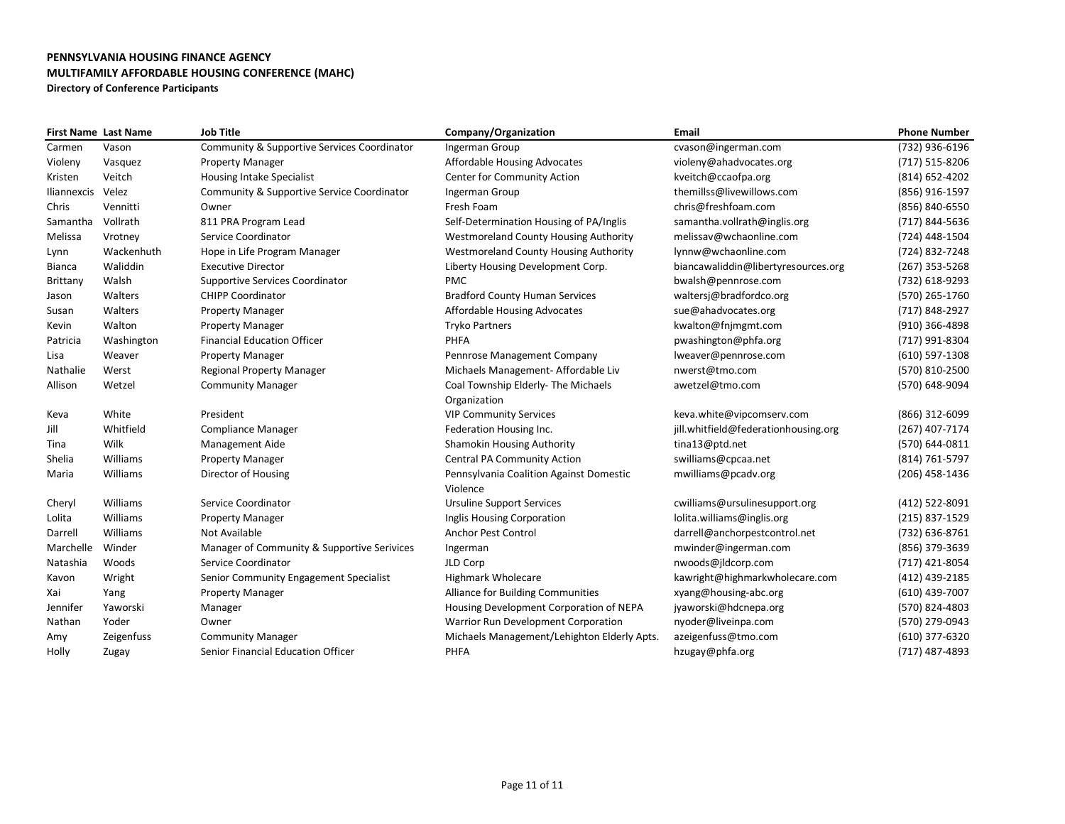**PENNSYLVANIA HOUSING FINANCE AGENCY**
**MULTIFAMILY AFFORDABLE HOUSING CONFERENCE (MAHC)**
**Directory of Conference Participants**

| First Name | Last Name | Job Title | Company/Organization | Email | Phone Number |
|---|---|---|---|---|---|
| Carmen | Vason | Community & Supportive Services Coordinator | Ingerman Group | cvason@ingerman.com | (732) 936-6196 |
| Violeny | Vasquez | Property Manager | Affordable Housing Advocates | violeny@ahadvocates.org | (717) 515-8206 |
| Kristen | Veitch | Housing Intake Specialist | Center for Community Action | kveitch@ccaofpa.org | (814) 652-4202 |
| Iliannexcis | Velez | Community & Supportive Service Coordinator | Ingerman Group | themillss@livewillows.com | (856) 916-1597 |
| Chris | Vennitti | Owner | Fresh Foam | chris@freshfoam.com | (856) 840-6550 |
| Samantha | Vollrath | 811 PRA Program Lead | Self-Determination Housing of PA/Inglis | samantha.vollrath@inglis.org | (717) 844-5636 |
| Melissa | Vrotney | Service Coordinator | Westmoreland County Housing Authority | melissav@wchaonline.com | (724) 448-1504 |
| Lynn | Wackenhuth | Hope in Life Program Manager | Westmoreland County Housing Authority | lynnw@wchaonline.com | (724) 832-7248 |
| Bianca | Waliddin | Executive Director | Liberty Housing Development Corp. | biancawaliddin@libertyresources.org | (267) 353-5268 |
| Brittany | Walsh | Supportive Services Coordinator | PMC | bwalsh@pennrose.com | (732) 618-9293 |
| Jason | Walters | CHIPP Coordinator | Bradford County Human Services | waltersj@bradfordco.org | (570) 265-1760 |
| Susan | Walters | Property Manager | Affordable Housing Advocates | sue@ahadvocates.org | (717) 848-2927 |
| Kevin | Walton | Property Manager | Tryko Partners | kwalton@fnjmgmt.com | (910) 366-4898 |
| Patricia | Washington | Financial Education Officer | PHFA | pwashington@phfa.org | (717) 991-8304 |
| Lisa | Weaver | Property Manager | Pennrose Management Company | lweaver@pennrose.com | (610) 597-1308 |
| Nathalie | Werst | Regional Property Manager | Michaels Management- Affordable Liv | nwerst@tmo.com | (570) 810-2500 |
| Allison | Wetzel | Community Manager | Coal Township Elderly- The Michaels Organization | awetzel@tmo.com | (570) 648-9094 |
| Keva | White | President | VIP Community Services | keva.white@vipcomserv.com | (866) 312-6099 |
| Jill | Whitfield | Compliance Manager | Federation Housing Inc. | jill.whitfield@federationhousing.org | (267) 407-7174 |
| Tina | Wilk | Management Aide | Shamokin Housing Authority | tina13@ptd.net | (570) 644-0811 |
| Shelia | Williams | Property Manager | Central PA Community Action | swilliams@cpcaa.net | (814) 761-5797 |
| Maria | Williams | Director of Housing | Pennsylvania Coalition Against Domestic Violence | mwilliams@pcadv.org | (206) 458-1436 |
| Cheryl | Williams | Service Coordinator | Ursuline Support Services | cwilliams@ursulinesupport.org | (412) 522-8091 |
| Lolita | Williams | Property Manager | Inglis Housing Corporation | lolita.williams@inglis.org | (215) 837-1529 |
| Darrell | Williams | Not Available | Anchor Pest Control | darrell@anchorpestcontrol.net | (732) 636-8761 |
| Marchelle | Winder | Manager of Community & Supportive Serivices | Ingerman | mwinder@ingerman.com | (856) 379-3639 |
| Natashia | Woods | Service Coordinator | JLD Corp | nwoods@jldcorp.com | (717) 421-8054 |
| Kavon | Wright | Senior Community Engagement Specialist | Highmark Wholecare | kawright@highmarkwholecare.com | (412) 439-2185 |
| Xai | Yang | Property Manager | Alliance for Building Communities | xyang@housing-abc.org | (610) 439-7007 |
| Jennifer | Yaworski | Manager | Housing Development Corporation of NEPA | jyaworski@hdcnepa.org | (570) 824-4803 |
| Nathan | Yoder | Owner | Warrior Run Development Corporation | nyoder@liveinpa.com | (570) 279-0943 |
| Amy | Zeigenfuss | Community Manager | Michaels Management/Lehighton Elderly Apts. | azeigenfuss@tmo.com | (610) 377-6320 |
| Holly | Zugay | Senior Financial Education Officer | PHFA | hzugay@phfa.org | (717) 487-4893 |